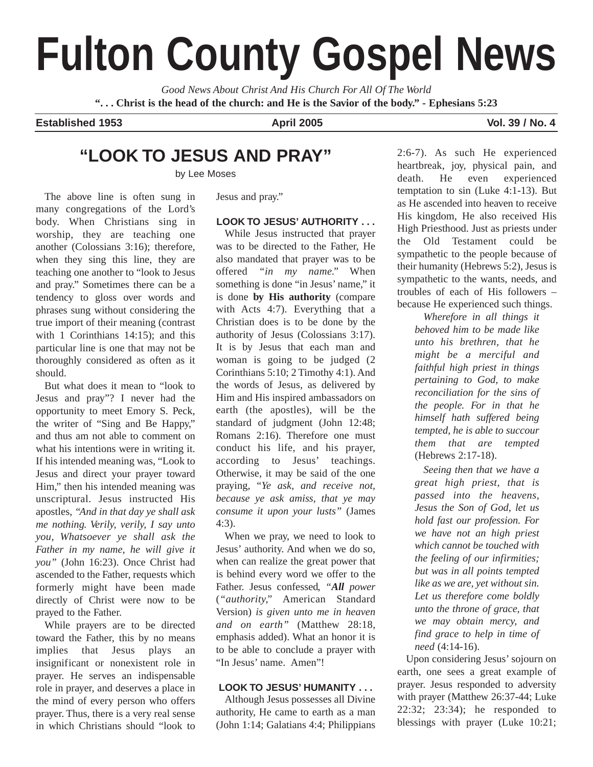# Fulton County Gospel News

*Good News About Christ And His Church For All Of The World*

**". . . Christ is the head of the church: and He is the Savior of the body." - Ephesians 5:23**

**Established 1953** | **April 2005** | **Vol. 39 / No. 4**

## "LOOK TO JESUS AND PRAY"

by Lee Moses

The above line is often sung in many congregations of the Lord's body. When Christians sing in worship, they are teaching one another (Colossians 3:16); therefore, when they sing this line, they are teaching one another to "look to Jesus and pray." Sometimes there can be a tendency to gloss over words and phrases sung without considering the true import of their meaning (contrast with 1 Corinthians 14:15); and this particular line is one that may not be thoroughly considered as often as it should.

But what does it mean to "look to Jesus and pray"? I never had the opportunity to meet Emory S. Peck, the writer of "Sing and Be Happy," and thus am not able to comment on what his intentions were in writing it. If his intended meaning was, "Look to Jesus and direct your prayer toward Him," then his intended meaning was unscriptural. Jesus instructed His apostles, *"And in that day ye shall ask me nothing. Verily, verily, I say unto you, Whatsoever ye shall ask the Father in my name, he will give it you"* (John 16:23). Once Christ had ascended to the Father, requests which formerly might have been made directly of Christ were now to be prayed to the Father.

While prayers are to be directed toward the Father, this by no means implies that Jesus plays an insignificant or nonexistent role in prayer. He serves an indispensable role in prayer, and deserves a place in the mind of every person who offers prayer. Thus, there is a very real sense in which Christians should "look to Jesus and pray."

### LOOK TO JESUS' AUTHORITY . . .

While Jesus instructed that prayer was to be directed to the Father, He also mandated that prayer was to be offered *"in my name."* When something is done "in Jesus' name," it is done **by His authority** (compare with Acts 4:7). Everything that a Christian does is to be done by the authority of Jesus (Colossians 3:17). It is by Jesus that each man and woman is going to be judged (2 Corinthians 5:10; 2 Timothy 4:1). And the words of Jesus, as delivered by Him and His inspired ambassadors on earth (the apostles), will be the standard of judgment (John 12:48; Romans 2:16). Therefore one must conduct his life, and his prayer, according to Jesus' teachings. Otherwise, it may be said of the one praying, *"Ye ask, and receive not, because ye ask amiss, that ye may consume it upon your lusts"* (James 4:3).

When we pray, we need to look to Jesus' authority. And when we do so, when can realize the great power that is behind every word we offer to the Father. Jesus confessed, *"**All** power* (*"authority,"* American Standard Version) *is given unto me in heaven and on earth"* (Matthew 28:18, emphasis added). What an honor it is to be able to conclude a prayer with "In Jesus' name. Amen"!

### LOOK TO JESUS' HUMANITY . . .

Although Jesus possesses all Divine authority, He came to earth as a man (John 1:14; Galatians 4:4; Philippians 2:6-7). As such He experienced heartbreak, joy, physical pain, and death. He even experienced temptation to sin (Luke 4:1-13). But as He ascended into heaven to receive His kingdom, He also received His High Priesthood. Just as priests under the Old Testament could be sympathetic to the people because of their humanity (Hebrews 5:2), Jesus is sympathetic to the wants, needs, and troubles of each of His followers – because He experienced such things.

> *Wherefore in all things it behoved him to be made like unto his brethren, that he might be a merciful and faithful high priest in things pertaining to God, to make reconciliation for the sins of the people. For in that he himself hath suffered being tempted, he is able to succour them that are tempted* (Hebrews 2:17-18).

> *Seeing then that we have a great high priest, that is passed into the heavens, Jesus the Son of God, let us hold fast our profession. For we have not an high priest which cannot be touched with the feeling of our infirmities; but was in all points tempted like as we are, yet without sin. Let us therefore come boldly unto the throne of grace, that we may obtain mercy, and find grace to help in time of need* (4:14-16).

Upon considering Jesus' sojourn on earth, one sees a great example of prayer. Jesus responded to adversity with prayer (Matthew 26:37-44; Luke 22:32; 23:34); he responded to blessings with prayer (Luke 10:21;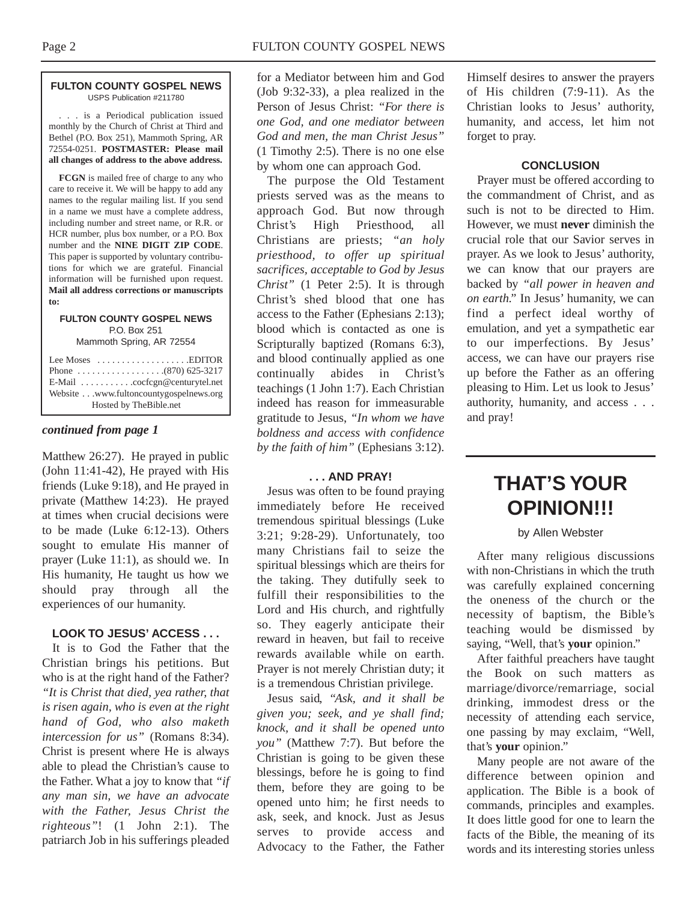**FULTON COUNTY GOSPEL NEWS**
USPS Publication #211780

. . . is a Periodical publication issued monthly by the Church of Christ at Third and Bethel (P.O. Box 251), Mammoth Spring, AR 72554-0251. **POSTMASTER: Please mail all changes of address to the above address.**

**FCGN** is mailed free of charge to any who care to receive it. We will be happy to add any names to the regular mailing list. If you send in a name we must have a complete address, including number and street name, or R.R. or HCR number, plus box number, or a P.O. Box number and the **NINE DIGIT ZIP CODE**. This paper is supported by voluntary contributions for which we are grateful. Financial information will be furnished upon request. **Mail all address corrections or manuscripts to:**

**FULTON COUNTY GOSPEL NEWS**
P.O. Box 251
Mammoth Spring, AR 72554

Lee Moses . . . . . . . . . . . . . . . . . . .EDITOR
Phone . . . . . . . . . . . . . . . . . .(870) 625-3217
E-Mail . . . . . . . . . . .cocfcgn@centurytel.net
Website . . .www.fultoncountygospelnews.org
Hosted by TheBible.net

***continued from page 1***

Matthew 26:27). He prayed in public (John 11:41-42), He prayed with His friends (Luke 9:18), and He prayed in private (Matthew 14:23). He prayed at times when crucial decisions were to be made (Luke 6:12-13). Others sought to emulate His manner of prayer (Luke 11:1), as should we. In His humanity, He taught us how we should pray through all the experiences of our humanity.

### LOOK TO JESUS' ACCESS . . .

It is to God the Father that the Christian brings his petitions. But who is at the right hand of the Father? *"It is Christ that died, yea rather, that is risen again, who is even at the right hand of God, who also maketh intercession for us"* (Romans 8:34). Christ is present where He is always able to plead the Christian's cause to the Father. What a joy to know that *"if any man sin, we have an advocate with the Father, Jesus Christ the righteous"*! (1 John 2:1). The patriarch Job in his sufferings pleaded for a Mediator between him and God (Job 9:32-33), a plea realized in the Person of Jesus Christ: *"For there is one God, and one mediator between God and men, the man Christ Jesus"* (1 Timothy 2:5). There is no one else by whom one can approach God.

The purpose the Old Testament priests served was as the means to approach God. But now through Christ's High Priesthood, all Christians are priests; *"an holy priesthood, to offer up spiritual sacrifices, acceptable to God by Jesus Christ"* (1 Peter 2:5). It is through Christ's shed blood that one has access to the Father (Ephesians 2:13); blood which is contacted as one is Scripturally baptized (Romans 6:3), and blood continually applied as one continually abides in Christ's teachings (1 John 1:7). Each Christian indeed has reason for immeasurable gratitude to Jesus, *"In whom we have boldness and access with confidence by the faith of him"* (Ephesians 3:12).

### . . . AND PRAY!

Jesus was often to be found praying immediately before He received tremendous spiritual blessings (Luke 3:21; 9:28-29). Unfortunately, too many Christians fail to seize the spiritual blessings which are theirs for the taking. They dutifully seek to fulfill their responsibilities to the Lord and His church, and rightfully so. They eagerly anticipate their reward in heaven, but fail to receive rewards available while on earth. Prayer is not merely Christian duty; it is a tremendous Christian privilege.

Jesus said, *"Ask, and it shall be given you; seek, and ye shall find; knock, and it shall be opened unto you"* (Matthew 7:7). But before the Christian is going to be given these blessings, before he is going to find them, before they are going to be opened unto him; he first needs to ask, seek, and knock. Just as Jesus serves to provide access and Advocacy to the Father, the Father Himself desires to answer the prayers of His children (7:9-11). As the Christian looks to Jesus' authority, humanity, and access, let him not forget to pray.

### CONCLUSION

Prayer must be offered according to the commandment of Christ, and as such is not to be directed to Him. However, we must **never** diminish the crucial role that our Savior serves in prayer. As we look to Jesus' authority, we can know that our prayers are backed by *"all power in heaven and on earth."* In Jesus' humanity, we can find a perfect ideal worthy of emulation, and yet a sympathetic ear to our imperfections. By Jesus' access, we can have our prayers rise up before the Father as an offering pleasing to Him. Let us look to Jesus' authority, humanity, and access . . . and pray!

# THAT'S YOUR OPINION!!!

by Allen Webster

After many religious discussions with non-Christians in which the truth was carefully explained concerning the oneness of the church or the necessity of baptism, the Bible's teaching would be dismissed by saying, "Well, that's **your** opinion."

After faithful preachers have taught the Book on such matters as marriage/divorce/remarriage, social drinking, immodest dress or the necessity of attending each service, one passing by may exclaim, "Well, that's **your** opinion."

Many people are not aware of the difference between opinion and application. The Bible is a book of commands, principles and examples. It does little good for one to learn the facts of the Bible, the meaning of its words and its interesting stories unless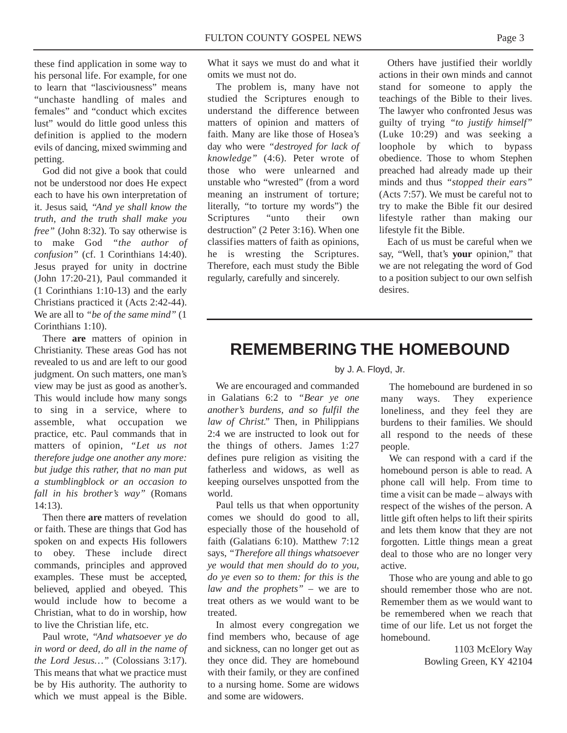these find application in some way to his personal life. For example, for one to learn that "lasciviousness" means "unchaste handling of males and females" and "conduct which excites lust" would do little good unless this definition is applied to the modern evils of dancing, mixed swimming and petting.

God did not give a book that could not be understood nor does He expect each to have his own interpretation of it. Jesus said, *"And ye shall know the truth, and the truth shall make you free"* (John 8:32). To say otherwise is to make God *"the author of confusion"* (cf. 1 Corinthians 14:40). Jesus prayed for unity in doctrine (John 17:20-21), Paul commanded it (1 Corinthians 1:10-13) and the early Christians practiced it (Acts 2:42-44). We are all to *"be of the same mind"* (1 Corinthians 1:10).

There **are** matters of opinion in Christianity. These areas God has not revealed to us and are left to our good judgment. On such matters, one man's view may be just as good as another's. This would include how many songs to sing in a service, where to assemble, what occupation we practice, etc. Paul commands that in matters of opinion, *"Let us not therefore judge one another any more: but judge this rather, that no man put a stumblingblock or an occasion to fall in his brother's way"* (Romans 14:13).

Then there **are** matters of revelation or faith. These are things that God has spoken on and expects His followers to obey. These include direct commands, principles and approved examples. These must be accepted, believed, applied and obeyed. This would include how to become a Christian, what to do in worship, how to live the Christian life, etc.

Paul wrote, *"And whatsoever ye do in word or deed, do all in the name of the Lord Jesus…"* (Colossians 3:17). This means that what we practice must be by His authority. The authority to which we must appeal is the Bible. What it says we must do and what it omits we must not do.

The problem is, many have not studied the Scriptures enough to understand the difference between matters of opinion and matters of faith. Many are like those of Hosea's day who were *"destroyed for lack of knowledge"* (4:6). Peter wrote of those who were unlearned and unstable who "wrested" (from a word meaning an instrument of torture; literally, "to torture my words") the Scriptures "unto their own destruction" (2 Peter 3:16). When one classifies matters of faith as opinions, he is wresting the Scriptures. Therefore, each must study the Bible regularly, carefully and sincerely.

Others have justified their worldly actions in their own minds and cannot stand for someone to apply the teachings of the Bible to their lives. The lawyer who confronted Jesus was guilty of trying *"to justify himself"* (Luke 10:29) and was seeking a loophole by which to bypass obedience. Those to whom Stephen preached had already made up their minds and thus *"stopped their ears"* (Acts 7:57). We must be careful not to try to make the Bible fit our desired lifestyle rather than making our lifestyle fit the Bible.

Each of us must be careful when we say, "Well, that's **your** opinion," that we are not relegating the word of God to a position subject to our own selfish desires.

# REMEMBERING THE HOMEBOUND

by J. A. Floyd, Jr.

We are encouraged and commanded in Galatians 6:2 to *"Bear ye one another's burdens, and so fulfil the law of Christ."* Then, in Philippians 2:4 we are instructed to look out for the things of others. James 1:27 defines pure religion as visiting the fatherless and widows, as well as keeping ourselves unspotted from the world.

Paul tells us that when opportunity comes we should do good to all, especially those of the household of faith (Galatians 6:10). Matthew 7:12 says, *"Therefore all things whatsoever ye would that men should do to you, do ye even so to them: for this is the law and the prophets"* – we are to treat others as we would want to be treated.

In almost every congregation we find members who, because of age and sickness, can no longer get out as they once did. They are homebound with their family, or they are confined to a nursing home. Some are widows and some are widowers.

The homebound are burdened in so many ways. They experience loneliness, and they feel they are burdens to their families. We should all respond to the needs of these people.

We can respond with a card if the homebound person is able to read. A phone call will help. From time to time a visit can be made – always with respect of the wishes of the person. A little gift often helps to lift their spirits and lets them know that they are not forgotten. Little things mean a great deal to those who are no longer very active.

Those who are young and able to go should remember those who are not. Remember them as we would want to be remembered when we reach that time of our life. Let us not forget the homebound.

1103 McElory Way
Bowling Green, KY 42104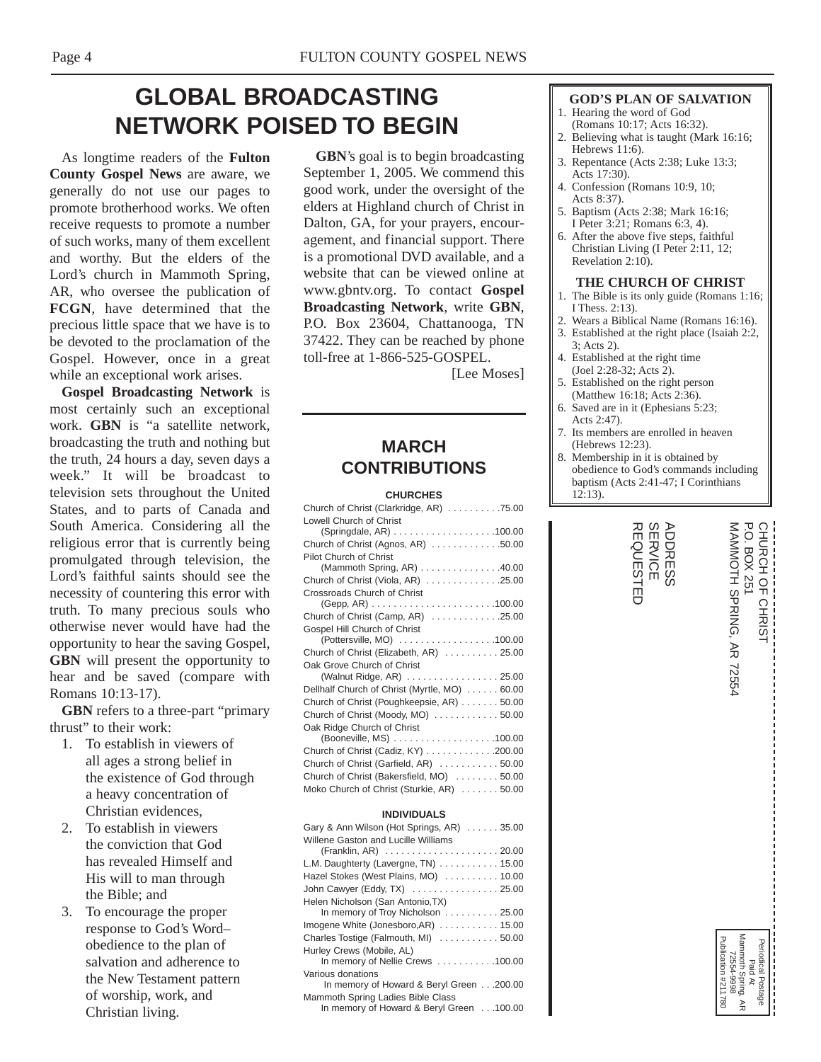# GLOBAL BROADCASTING NETWORK POISED TO BEGIN

As longtime readers of the **Fulton County Gospel News** are aware, we generally do not use our pages to promote brotherhood works. We often receive requests to promote a number of such works, many of them excellent and worthy. But the elders of the Lord's church in Mammoth Spring, AR, who oversee the publication of **FCGN**, have determined that the precious little space that we have is to be devoted to the proclamation of the Gospel. However, once in a great while an exceptional work arises.

**Gospel Broadcasting Network** is most certainly such an exceptional work. **GBN** is "a satellite network, broadcasting the truth and nothing but the truth, 24 hours a day, seven days a week." It will be broadcast to television sets throughout the United States, and to parts of Canada and South America. Considering all the religious error that is currently being promulgated through television, the Lord's faithful saints should see the necessity of countering this error with truth. To many precious souls who otherwise never would have had the opportunity to hear the saving Gospel, **GBN** will present the opportunity to hear and be saved (compare with Romans 10:13-17).

**GBN** refers to a three-part "primary thrust" to their work:

1. To establish in viewers of all ages a strong belief in the existence of God through a heavy concentration of Christian evidences,
2. To establish in viewers the conviction that God has revealed Himself and His will to man through the Bible; and
3. To encourage the proper response to God's Word–obedience to the plan of salvation and adherence to the New Testament pattern of worship, work, and Christian living.

**GBN**'s goal is to begin broadcasting September 1, 2005. We commend this good work, under the oversight of the elders at Highland church of Christ in Dalton, GA, for your prayers, encouragement, and financial support. There is a promotional DVD available, and a website that can be viewed online at www.gbntv.org. To contact **Gospel Broadcasting Network**, write **GBN**, P.O. Box 23604, Chattanooga, TN 37422. They can be reached by phone toll-free at 1-866-525-GOSPEL.

[Lee Moses]

## MARCH CONTRIBUTIONS

### CHURCHES

| | |
|---|---|
| Church of Christ (Clarkridge, AR) | 75.00 |
| Lowell Church of Christ (Springdale, AR) | 100.00 |
| Church of Christ (Agnos, AR) | 50.00 |
| Pilot Church of Christ (Mammoth Spring, AR) | 40.00 |
| Church of Christ (Viola, AR) | 25.00 |
| Crossroads Church of Christ (Gepp, AR) | 100.00 |
| Church of Christ (Camp, AR) | 25.00 |
| Gospel Hill Church of Christ (Pottersville, MO) | 100.00 |
| Church of Christ (Elizabeth, AR) | 25.00 |
| Oak Grove Church of Christ (Walnut Ridge, AR) | 25.00 |
| Dellhalf Church of Christ (Myrtle, MO) | 60.00 |
| Church of Christ (Poughkeepsie, AR) | 50.00 |
| Church of Christ (Moody, MO) | 50.00 |
| Oak Ridge Church of Christ (Booneville, MS) | 100.00 |
| Church of Christ (Cadiz, KY) | 200.00 |
| Church of Christ (Garfield, AR) | 50.00 |
| Church of Christ (Bakersfield, MO) | 50.00 |
| Moko Church of Christ (Sturkie, AR) | 50.00 |

### INDIVIDUALS

| | |
|---|---|
| Gary & Ann Wilson (Hot Springs, AR) | 35.00 |
| Willene Gaston and Lucille Williams (Franklin, AR) | 20.00 |
| L.M. Daughterty (Lavergne, TN) | 15.00 |
| Hazel Stokes (West Plains, MO) | 10.00 |
| John Cawyer (Eddy, TX) | 25.00 |
| Helen Nicholson (San Antonio,TX) In memory of Troy Nicholson | 25.00 |
| Imogene White (Jonesboro,AR) | 15.00 |
| Charles Tostige (Falmouth, MI) | 50.00 |
| Hurley Crews (Mobile, AL) In memory of Nellie Crews | 100.00 |
| Various donations In memory of Howard & Beryl Green | 200.00 |
| Mammoth Spring Ladies Bible Class In memory of Howard & Beryl Green | 100.00 |

### GOD'S PLAN OF SALVATION

1. Hearing the word of God (Romans 10:17; Acts 16:32).
2. Believing what is taught (Mark 16:16; Hebrews 11:6).
3. Repentance (Acts 2:38; Luke 13:3; Acts 17:30).
4. Confession (Romans 10:9, 10; Acts 8:37).
5. Baptism (Acts 2:38; Mark 16:16; I Peter 3:21; Romans 6:3, 4).
6. After the above five steps, faithful Christian Living (I Peter 2:11, 12; Revelation 2:10).

### THE CHURCH OF CHRIST

1. The Bible is its only guide (Romans 1:16; I Thess. 2:13).
2. Wears a Biblical Name (Romans 16:16).
3. Established at the right place (Isaiah 2:2, 3; Acts 2).
4. Established at the right time (Joel 2:28-32; Acts 2).
5. Established on the right person (Matthew 16:18; Acts 2:36).
6. Saved are in it (Ephesians 5:23; Acts 2:47).
7. Its members are enrolled in heaven (Hebrews 12:23).
8. Membership in it is obtained by obedience to God's commands including baptism (Acts 2:41-47; I Corinthians 12:13).

CHURCH OF CHRIST
P.O. BOX 251
MAMMOTH SPRING, AR 72554

ADDRESS SERVICE REQUESTED

Periodical Postage Paid At Mammoth Spring, AR 72554-9998 Publication #211780